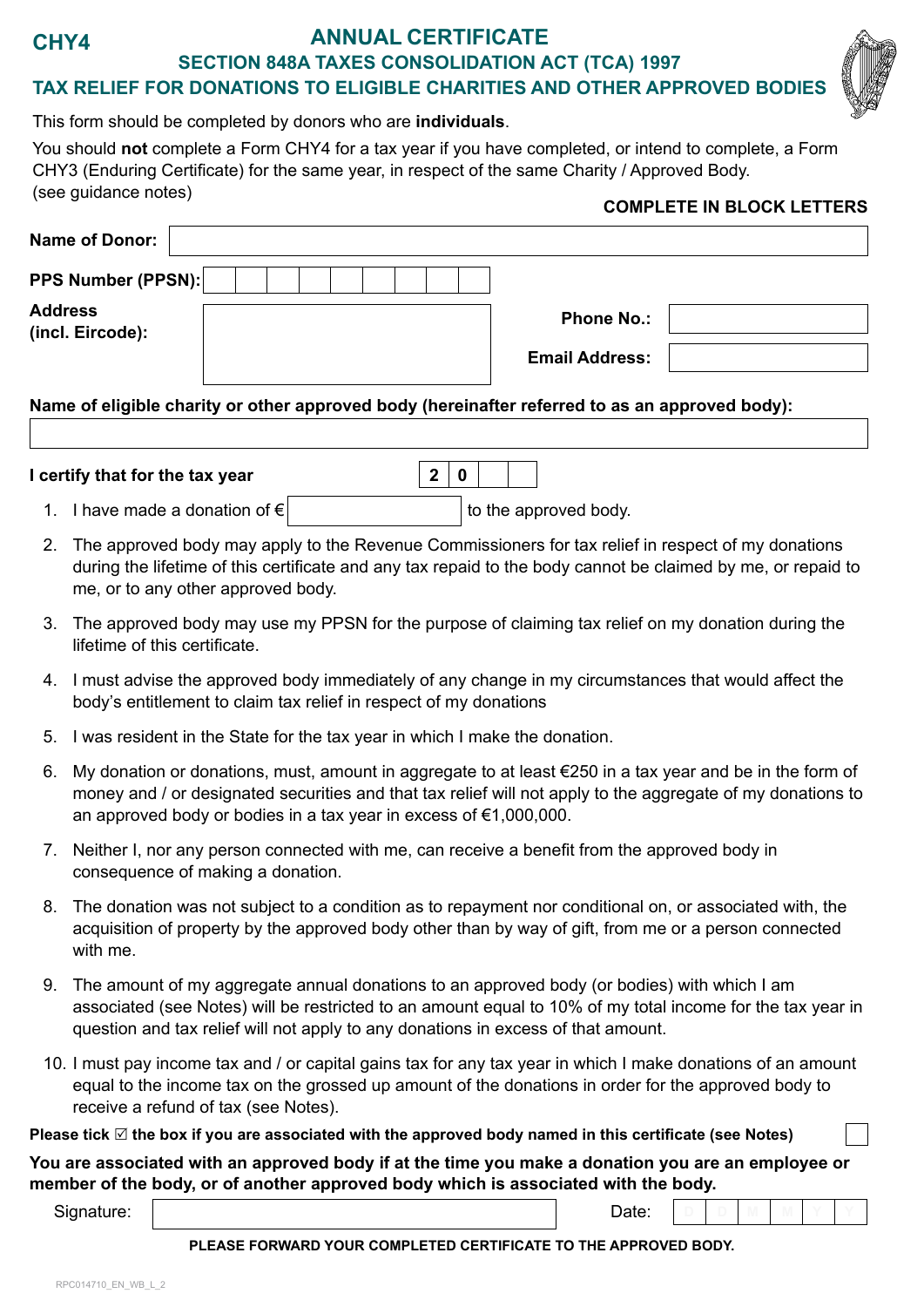**CHY4**

# ANNUAL CERTIFICATE

## SECTION 848A TAXES CONSOLIDATION ACT (TCA) 1997

## TAX RELIEF FOR DONATIONS TO ELIGIBLE CHARITIES AND OTHER APPROVED BODIES

This form should be completed by donors who are **individuals**.

You should **not** complete a Form CHY4 for a tax year if you have completed, or intend to complete, a Form CHY3 (Enduring Certificate) for the same year, in respect of the same Charity / Approved Body. (see guidance notes)

**COMPLETE IN BLOCK LETTERS**

**Name of Donor:**

**PPS Number (PPSN):**

**Address (incl. Eircode):**

**Phone No.:**

**Email Address:**

**Name of eligible charity or other approved body (hereinafter referred to as an approved body):**

**I certify that for the tax year** 2 0

1. I have made a donation of € ______ to the approved body.
2. The approved body may apply to the Revenue Commissioners for tax relief in respect of my donations during the lifetime of this certificate and any tax repaid to the body cannot be claimed by me, or repaid to me, or to any other approved body.
3. The approved body may use my PPSN for the purpose of claiming tax relief on my donation during the lifetime of this certificate.
4. I must advise the approved body immediately of any change in my circumstances that would affect the body's entitlement to claim tax relief in respect of my donations
5. I was resident in the State for the tax year in which I make the donation.
6. My donation or donations, must, amount in aggregate to at least €250 in a tax year and be in the form of money and / or designated securities and that tax relief will not apply to the aggregate of my donations to an approved body or bodies in a tax year in excess of €1,000,000.
7. Neither I, nor any person connected with me, can receive a benefit from the approved body in consequence of making a donation.
8. The donation was not subject to a condition as to repayment nor conditional on, or associated with, the acquisition of property by the approved body other than by way of gift, from me or a person connected with me.
9. The amount of my aggregate annual donations to an approved body (or bodies) with which I am associated (see Notes) will be restricted to an amount equal to 10% of my total income for the tax year in question and tax relief will not apply to any donations in excess of that amount.
10. I must pay income tax and / or capital gains tax for any tax year in which I make donations of an amount equal to the income tax on the grossed up amount of the donations in order for the approved body to receive a refund of tax (see Notes).

**Please tick ☑ the box if you are associated with the approved body named in this certificate (see Notes)** ☐

**You are associated with an approved body if at the time you make a donation you are an employee or member of the body, or of another approved body which is associated with the body.**

Signature: ______ Date: D D M M Y Y

**PLEASE FORWARD YOUR COMPLETED CERTIFICATE TO THE APPROVED BODY.**

RPC014710_EN_WB_L_2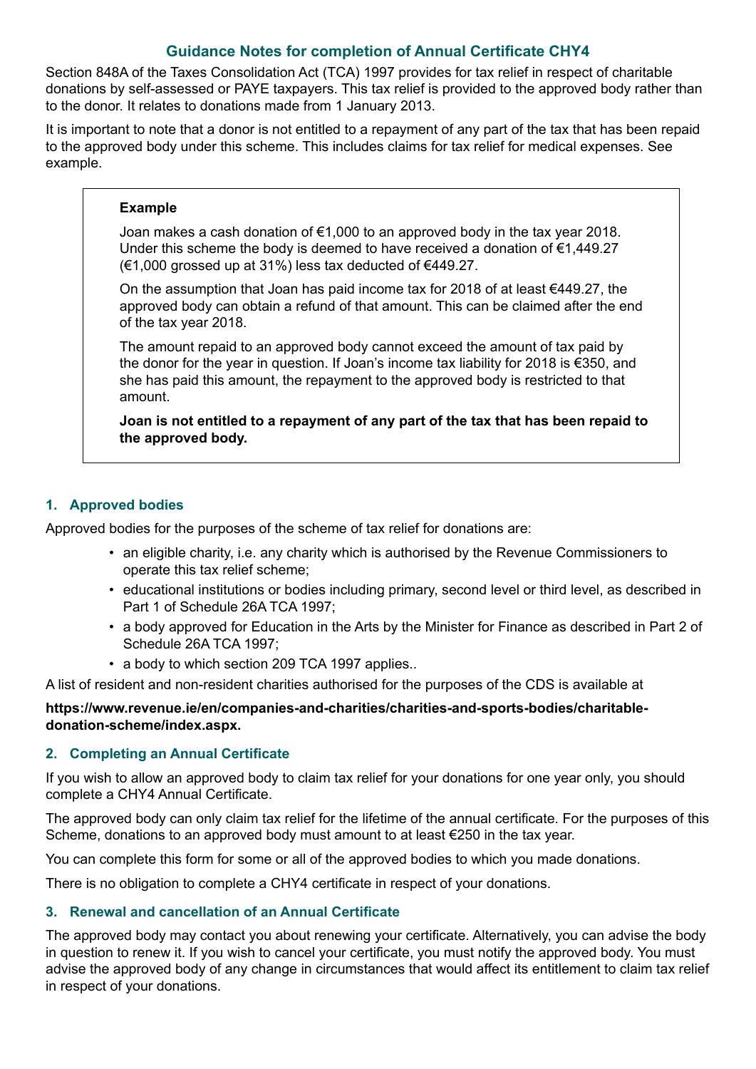## Guidance Notes for completion of Annual Certificate CHY4

Section 848A of the Taxes Consolidation Act (TCA) 1997 provides for tax relief in respect of charitable donations by self-assessed or PAYE taxpayers. This tax relief is provided to the approved body rather than to the donor. It relates to donations made from 1 January 2013.

It is important to note that a donor is not entitled to a repayment of any part of the tax that has been repaid to the approved body under this scheme. This includes claims for tax relief for medical expenses. See example.

> **Example**
>
> Joan makes a cash donation of €1,000 to an approved body in the tax year 2018. Under this scheme the body is deemed to have received a donation of €1,449.27 (€1,000 grossed up at 31%) less tax deducted of €449.27.
>
> On the assumption that Joan has paid income tax for 2018 of at least €449.27, the approved body can obtain a refund of that amount. This can be claimed after the end of the tax year 2018.
>
> The amount repaid to an approved body cannot exceed the amount of tax paid by the donor for the year in question. If Joan's income tax liability for 2018 is €350, and she has paid this amount, the repayment to the approved body is restricted to that amount.
>
> **Joan is not entitled to a repayment of any part of the tax that has been repaid to the approved body.**

### 1. Approved bodies

Approved bodies for the purposes of the scheme of tax relief for donations are:

- an eligible charity, i.e. any charity which is authorised by the Revenue Commissioners to operate this tax relief scheme;
- educational institutions or bodies including primary, second level or third level, as described in Part 1 of Schedule 26A TCA 1997;
- a body approved for Education in the Arts by the Minister for Finance as described in Part 2 of Schedule 26A TCA 1997;
- a body to which section 209 TCA 1997 applies..

A list of resident and non-resident charities authorised for the purposes of the CDS is available at

**https://www.revenue.ie/en/companies-and-charities/charities-and-sports-bodies/charitable-donation-scheme/index.aspx.**

### 2. Completing an Annual Certificate

If you wish to allow an approved body to claim tax relief for your donations for one year only, you should complete a CHY4 Annual Certificate.

The approved body can only claim tax relief for the lifetime of the annual certificate. For the purposes of this Scheme, donations to an approved body must amount to at least €250 in the tax year.

You can complete this form for some or all of the approved bodies to which you made donations.

There is no obligation to complete a CHY4 certificate in respect of your donations.

### 3. Renewal and cancellation of an Annual Certificate

The approved body may contact you about renewing your certificate. Alternatively, you can advise the body in question to renew it. If you wish to cancel your certificate, you must notify the approved body. You must advise the approved body of any change in circumstances that would affect its entitlement to claim tax relief in respect of your donations.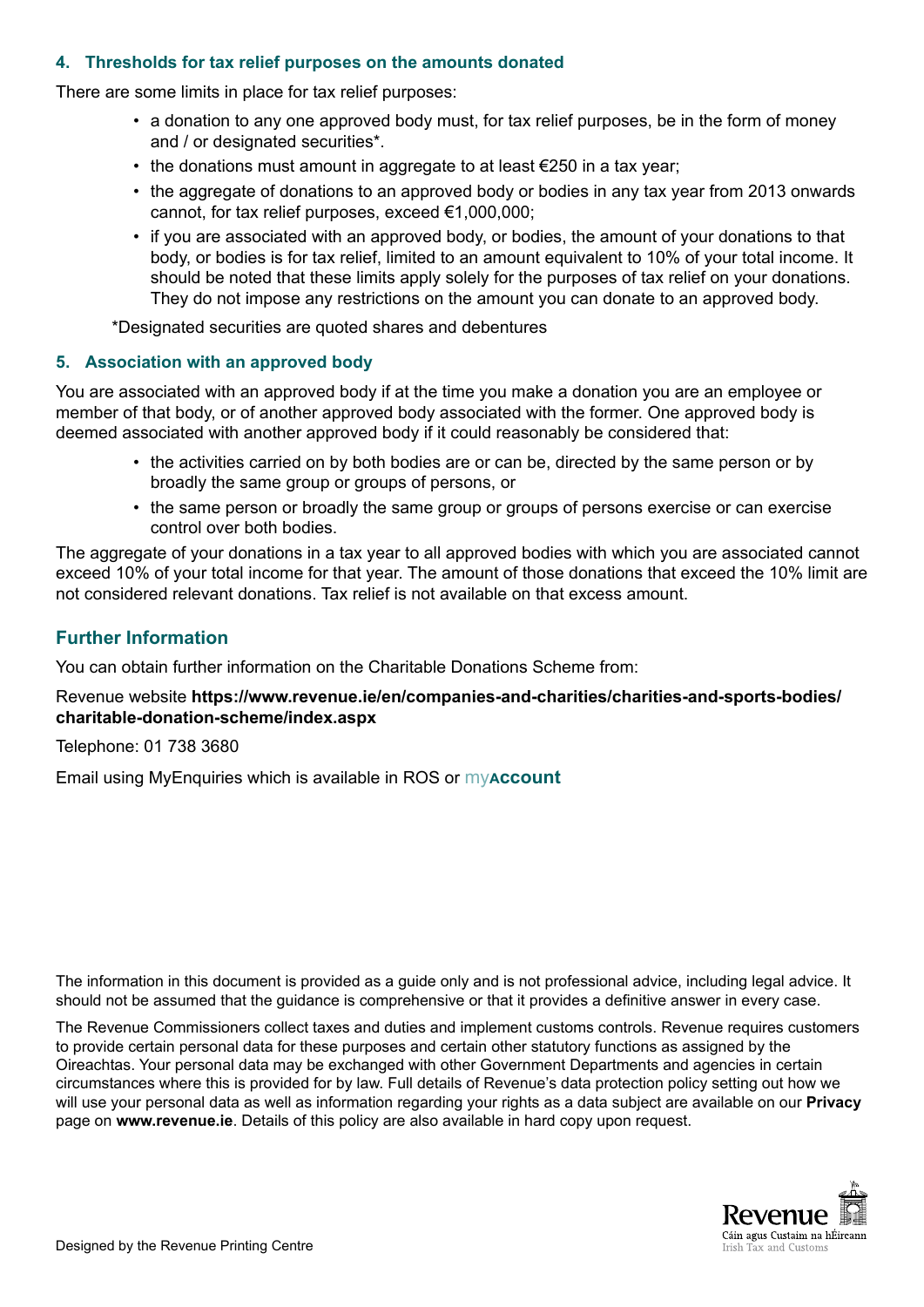### 4. Thresholds for tax relief purposes on the amounts donated

There are some limits in place for tax relief purposes:

- a donation to any one approved body must, for tax relief purposes, be in the form of money and / or designated securities*.
- the donations must amount in aggregate to at least €250 in a tax year;
- the aggregate of donations to an approved body or bodies in any tax year from 2013 onwards cannot, for tax relief purposes, exceed €1,000,000;
- if you are associated with an approved body, or bodies, the amount of your donations to that body, or bodies is for tax relief, limited to an amount equivalent to 10% of your total income. It should be noted that these limits apply solely for the purposes of tax relief on your donations. They do not impose any restrictions on the amount you can donate to an approved body.

*Designated securities are quoted shares and debentures

### 5. Association with an approved body

You are associated with an approved body if at the time you make a donation you are an employee or member of that body, or of another approved body associated with the former. One approved body is deemed associated with another approved body if it could reasonably be considered that:

- the activities carried on by both bodies are or can be, directed by the same person or by broadly the same group or groups of persons, or
- the same person or broadly the same group or groups of persons exercise or can exercise control over both bodies.

The aggregate of your donations in a tax year to all approved bodies with which you are associated cannot exceed 10% of your total income for that year. The amount of those donations that exceed the 10% limit are not considered relevant donations. Tax relief is not available on that excess amount.

## Further Information

You can obtain further information on the Charitable Donations Scheme from:

Revenue website **https://www.revenue.ie/en/companies-and-charities/charities-and-sports-bodies/charitable-donation-scheme/index.aspx**

Telephone: 01 738 3680

Email using MyEnquiries which is available in ROS or my**Account**

The information in this document is provided as a guide only and is not professional advice, including legal advice. It should not be assumed that the guidance is comprehensive or that it provides a definitive answer in every case.

The Revenue Commissioners collect taxes and duties and implement customs controls. Revenue requires customers to provide certain personal data for these purposes and certain other statutory functions as assigned by the Oireachtas. Your personal data may be exchanged with other Government Departments and agencies in certain circumstances where this is provided for by law. Full details of Revenue's data protection policy setting out how we will use your personal data as well as information regarding your rights as a data subject are available on our **Privacy** page on **www.revenue.ie**. Details of this policy are also available in hard copy upon request.

Designed by the Revenue Printing Centre

Revenue
Cáin agus Custaim na hÉireann
Irish Tax and Customs